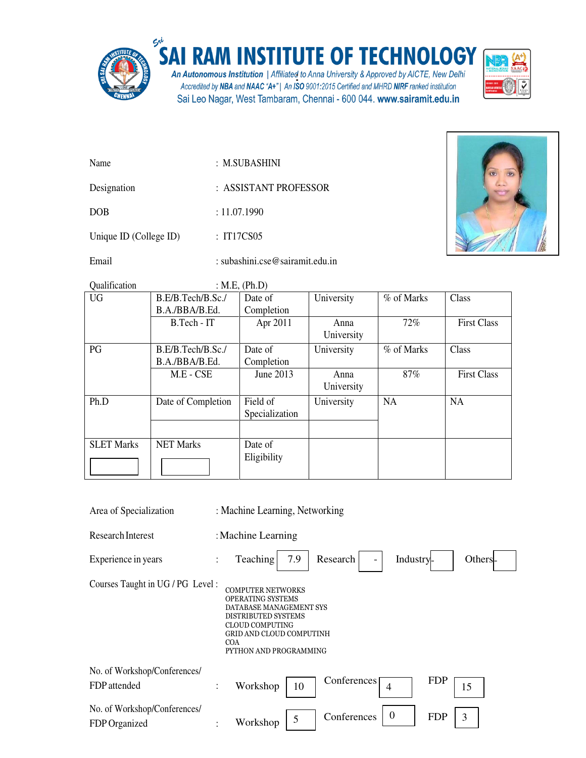# SAI RAM INSTITUTE OF TECHNOLOGY

*An Autonomous Institution | Affiliated to Anna University & Approved by AICTE, New Delhi*
*Accredited by NBA and NAAC "A+" | An ISO 9001:2015 Certified and MHRD NIRF ranked institution*
Sai Leo Nagar, West Tambaram, Chennai - 600 044. www.sairamit.edu.in

Name : M.SUBASHINI

Designation : ASSISTANT PROFESSOR

DOB : 11.07.1990

Unique ID (College ID) : IT17CS05

Email : subashini.cse@sairamit.edu.in

Qualification : M.E, (Ph.D)

| UG | B.E/B.Tech/B.Sc./ B.A./BBA/B.Ed. | Date of Completion | University | % of Marks | Class |
|---|---|---|---|---|---|
| | B.Tech - IT | Apr 2011 | Anna University | 72% | First Class |
| PG | B.E/B.Tech/B.Sc./ B.A./BBA/B.Ed. | Date of Completion | University | % of Marks | Class |
| | M.E - CSE | June 2013 | Anna University | 87% | First Class |
| Ph.D | Date of Completion | Field of Specialization | University | NA | NA |
| | | | | | |
| SLET Marks | NET Marks | Date of Eligibility | | | |

Area of Specialization : Machine Learning, Networking

Research Interest : Machine Learning

Experience in years : Teaching 7.9 | Research - | Industry - | Others -

Courses Taught in UG / PG Level :

COMPUTER NETWORKS
OPERATING SYSTEMS
DATABASE MANAGEMENT SYS
DISTRIBUTED SYSTEMS
CLOUD COMPUTING
GRID AND CLOUD COMPUTINH
COA
PYTHON AND PROGRAMMING

No. of Workshop/Conferences/ FDP attended : Workshop 10 | Conferences 4 | FDP 15

No. of Workshop/Conferences/ FDP Organized : Workshop 5 | Conferences 0 | FDP 3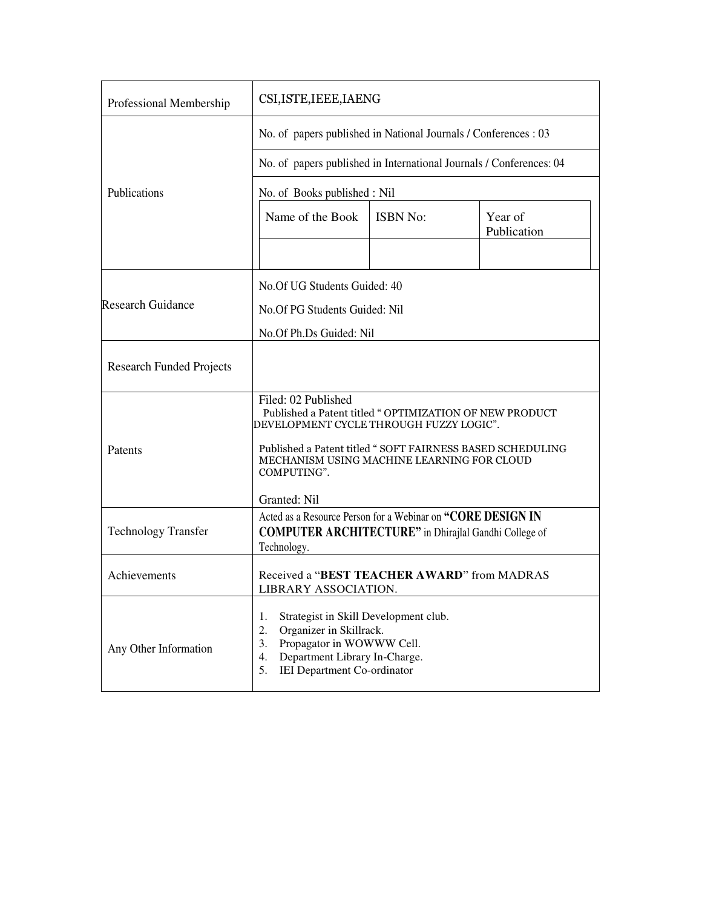| | |
|---|---|
| Professional Membership | CSI,ISTE,IEEE,IAENG |
| Publications | No. of papers published in National Journals / Conferences : 03<br>No. of papers published in International Journals / Conferences: 04<br>No. of Books published : Nil<br>Name of the Book / ISBN No: / Year of Publication |
| Research Guidance | No.Of UG Students Guided: 40<br>No.Of PG Students Guided: Nil<br>No.Of Ph.Ds Guided: Nil |
| Research Funded Projects | |
| Patents | Filed: 02 Published<br>Published a Patent titled " OPTIMIZATION OF NEW PRODUCT DEVELOPMENT CYCLE THROUGH FUZZY LOGIC".<br>Published a Patent titled " SOFT FAIRNESS BASED SCHEDULING MECHANISM USING MACHINE LEARNING FOR CLOUD COMPUTING".<br>Granted: Nil |
| Technology Transfer | Acted as a Resource Person for a Webinar on **"CORE DESIGN IN COMPUTER ARCHITECTURE"** in Dhirajlal Gandhi College of Technology. |
| Achievements | Received a "**BEST TEACHER AWARD**" from MADRAS LIBRARY ASSOCIATION. |
| Any Other Information | 1. Strategist in Skill Development club.<br>2. Organizer in Skillrack.<br>3. Propagator in WOWWW Cell.<br>4. Department Library In-Charge.<br>5. IEI Department Co-ordinator |